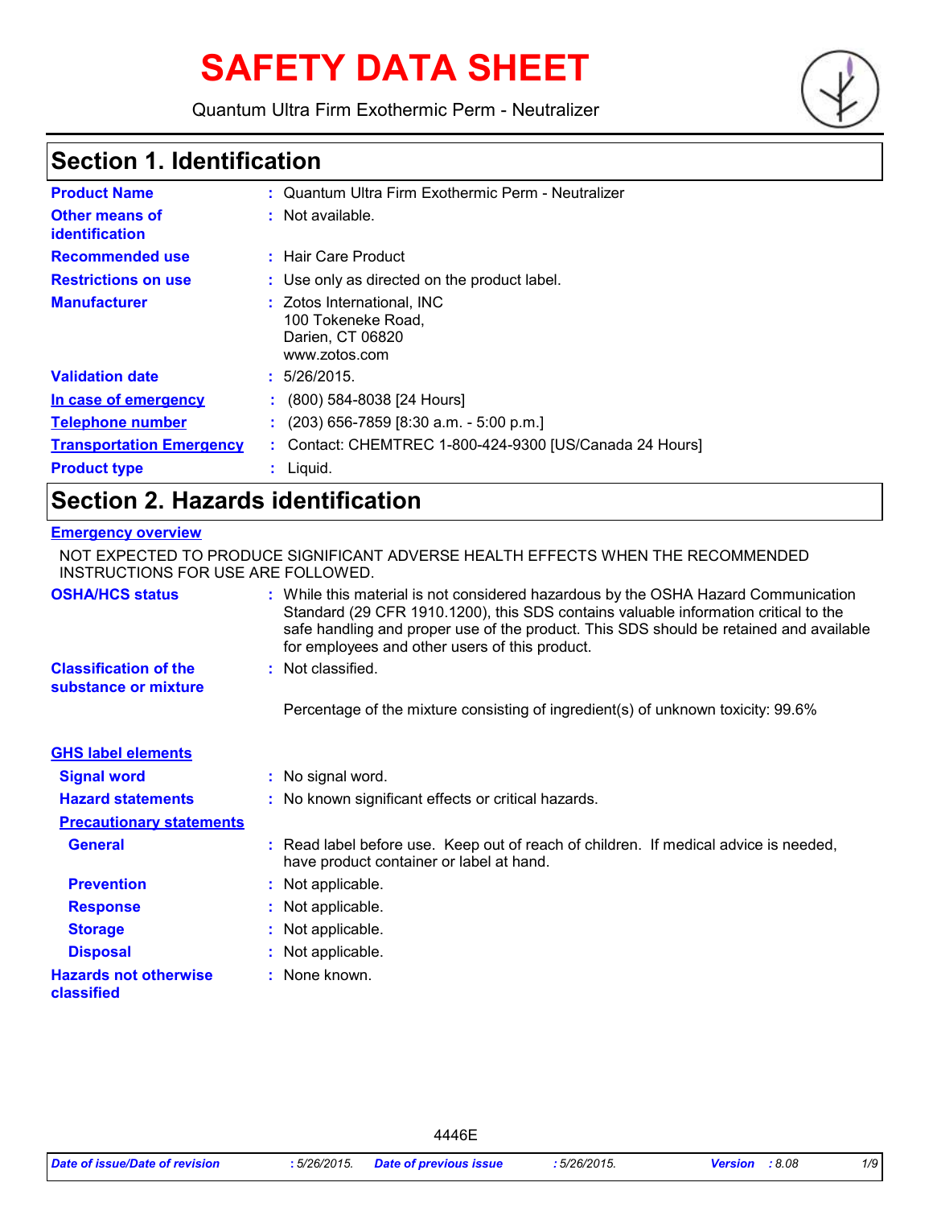# SAFETY DATA SHEET

Quantum Ultra Firm Exothermic Perm - Neutralizer

## Section 1. Identification

| | | |
|---|---|---|
| **Product Name** | : | Quantum Ultra Firm Exothermic Perm - Neutralizer |
| **Other means of identification** | : | Not available. |
| **Recommended use** | : | Hair Care Product |
| **Restrictions on use** | : | Use only as directed on the product label. |
| **Manufacturer** | : | Zotos International, INC<br>100 Tokeneke Road,<br>Darien, CT 06820<br>www.zotos.com |
| **Validation date** | : | 5/26/2015. |
| **In case of emergency** | : | (800) 584-8038 [24 Hours] |
| **Telephone number** | : | (203) 656-7859 [8:30 a.m. - 5:00 p.m.] |
| **Transportation Emergency** | : | Contact: CHEMTREC 1-800-424-9300 [US/Canada 24 Hours] |
| **Product type** | : | Liquid. |

## Section 2. Hazards identification

**Emergency overview**

NOT EXPECTED TO PRODUCE SIGNIFICANT ADVERSE HEALTH EFFECTS WHEN THE RECOMMENDED INSTRUCTIONS FOR USE ARE FOLLOWED.

**OSHA/HCS status** : While this material is not considered hazardous by the OSHA Hazard Communication Standard (29 CFR 1910.1200), this SDS contains valuable information critical to the safe handling and proper use of the product. This SDS should be retained and available for employees and other users of this product.

**Classification of the substance or mixture** : Not classified.

Percentage of the mixture consisting of ingredient(s) of unknown toxicity: 99.6%

**GHS label elements**

**Signal word** : No signal word.

**Hazard statements** : No known significant effects or critical hazards.

**Precautionary statements**

**General** : Read label before use. Keep out of reach of children. If medical advice is needed, have product container or label at hand.

**Prevention** : Not applicable.

**Response** : Not applicable.

**Storage** : Not applicable.

**Disposal** : Not applicable.

**Hazards not otherwise classified** : None known.

4446E

*Date of issue/Date of revision : 5/26/2015. Date of previous issue : 5/26/2015. Version : 8.08*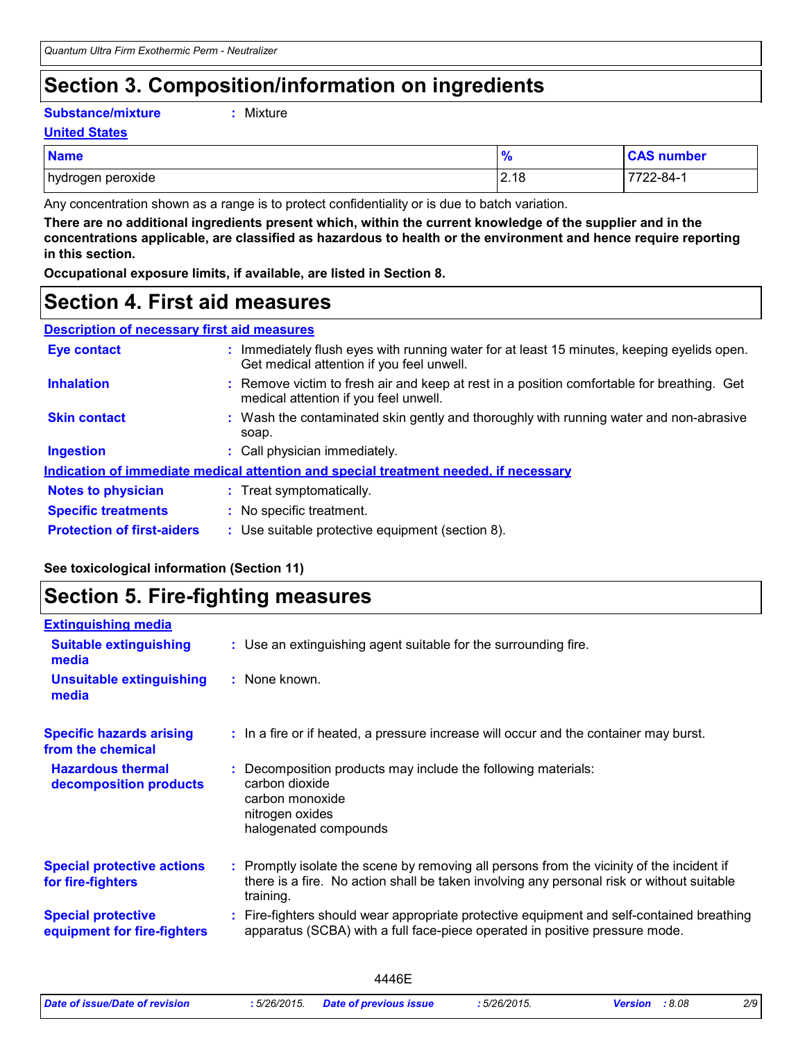# Section 3. Composition/information on ingredients

**Substance/mixture** : Mixture

**United States**

| Name | % | CAS number |
|---|---|---|
| hydrogen peroxide | 2.18 | 7722-84-1 |

Any concentration shown as a range is to protect confidentiality or is due to batch variation.

**There are no additional ingredients present which, within the current knowledge of the supplier and in the concentrations applicable, are classified as hazardous to health or the environment and hence require reporting in this section.**

**Occupational exposure limits, if available, are listed in Section 8.**

# Section 4. First aid measures

**Description of necessary first aid measures**

**Eye contact** : Immediately flush eyes with running water for at least 15 minutes, keeping eyelids open. Get medical attention if you feel unwell.

**Inhalation** : Remove victim to fresh air and keep at rest in a position comfortable for breathing. Get medical attention if you feel unwell.

**Skin contact** : Wash the contaminated skin gently and thoroughly with running water and non-abrasive soap.

**Ingestion** : Call physician immediately.

**Indication of immediate medical attention and special treatment needed, if necessary**

**Notes to physician** : Treat symptomatically.

**Specific treatments** : No specific treatment.

**Protection of first-aiders** : Use suitable protective equipment (section 8).

**See toxicological information (Section 11)**

# Section 5. Fire-fighting measures

**Extinguishing media**

**Suitable extinguishing media** : Use an extinguishing agent suitable for the surrounding fire.

**Unsuitable extinguishing media** : None known.

**Specific hazards arising from the chemical** : In a fire or if heated, a pressure increase will occur and the container may burst.

**Hazardous thermal decomposition products** : Decomposition products may include the following materials:
carbon dioxide
carbon monoxide
nitrogen oxides
halogenated compounds

**Special protective actions for fire-fighters** : Promptly isolate the scene by removing all persons from the vicinity of the incident if there is a fire. No action shall be taken involving any personal risk or without suitable training.

**Special protective equipment for fire-fighters** : Fire-fighters should wear appropriate protective equipment and self-contained breathing apparatus (SCBA) with a full face-piece operated in positive pressure mode.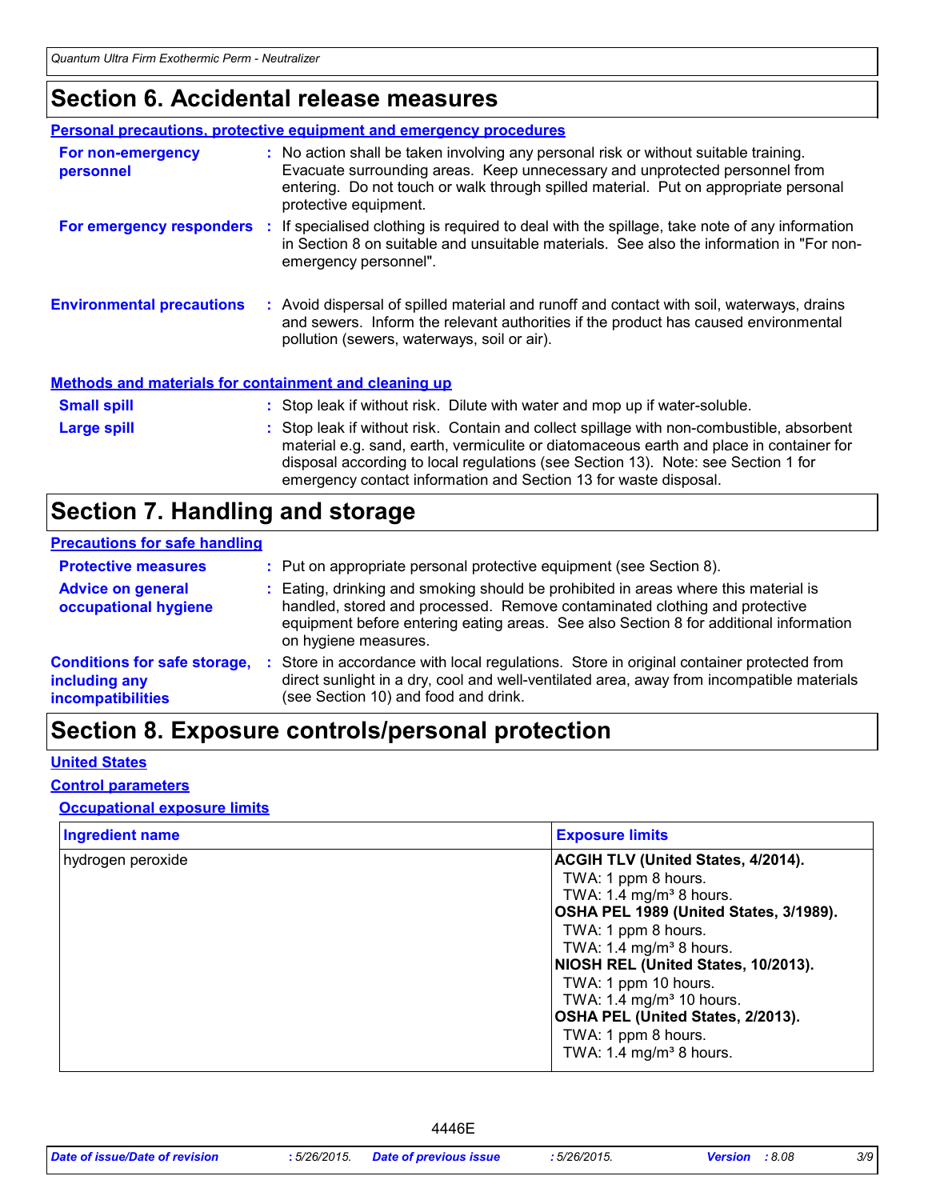# Section 6. Accidental release measures

**Personal precautions, protective equipment and emergency procedures**

**For non-emergency personnel** : No action shall be taken involving any personal risk or without suitable training. Evacuate surrounding areas. Keep unnecessary and unprotected personnel from entering. Do not touch or walk through spilled material. Put on appropriate personal protective equipment.

**For emergency responders** : If specialised clothing is required to deal with the spillage, take note of any information in Section 8 on suitable and unsuitable materials. See also the information in "For non-emergency personnel".

**Environmental precautions** : Avoid dispersal of spilled material and runoff and contact with soil, waterways, drains and sewers. Inform the relevant authorities if the product has caused environmental pollution (sewers, waterways, soil or air).

**Methods and materials for containment and cleaning up**

**Small spill** : Stop leak if without risk. Dilute with water and mop up if water-soluble.

**Large spill** : Stop leak if without risk. Contain and collect spillage with non-combustible, absorbent material e.g. sand, earth, vermiculite or diatomaceous earth and place in container for disposal according to local regulations (see Section 13). Note: see Section 1 for emergency contact information and Section 13 for waste disposal.

# Section 7. Handling and storage

**Precautions for safe handling**

**Protective measures** : Put on appropriate personal protective equipment (see Section 8).

**Advice on general occupational hygiene** : Eating, drinking and smoking should be prohibited in areas where this material is handled, stored and processed. Remove contaminated clothing and protective equipment before entering eating areas. See also Section 8 for additional information on hygiene measures.

**Conditions for safe storage, including any incompatibilities** : Store in accordance with local regulations. Store in original container protected from direct sunlight in a dry, cool and well-ventilated area, away from incompatible materials (see Section 10) and food and drink.

# Section 8. Exposure controls/personal protection

**United States**

**Control parameters**

**Occupational exposure limits**

| Ingredient name | Exposure limits |
|---|---|
| hydrogen peroxide | **ACGIH TLV (United States, 4/2014).**<br>TWA: 1 ppm 8 hours.<br>TWA: 1.4 mg/m³ 8 hours.<br>**OSHA PEL 1989 (United States, 3/1989).**<br>TWA: 1 ppm 8 hours.<br>TWA: 1.4 mg/m³ 8 hours.<br>**NIOSH REL (United States, 10/2013).**<br>TWA: 1 ppm 10 hours.<br>TWA: 1.4 mg/m³ 10 hours.<br>**OSHA PEL (United States, 2/2013).**<br>TWA: 1 ppm 8 hours.<br>TWA: 1.4 mg/m³ 8 hours. |

4446E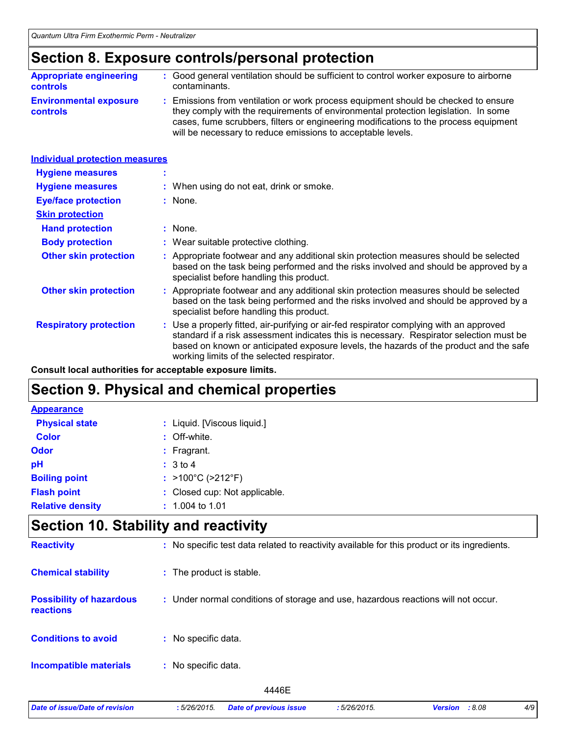## Section 8. Exposure controls/personal protection

**Appropriate engineering controls** : Good general ventilation should be sufficient to control worker exposure to airborne contaminants.

**Environmental exposure controls** : Emissions from ventilation or work process equipment should be checked to ensure they comply with the requirements of environmental protection legislation. In some cases, fume scrubbers, filters or engineering modifications to the process equipment will be necessary to reduce emissions to acceptable levels.

### Individual protection measures

**Hygiene measures** :

**Hygiene measures** : When using do not eat, drink or smoke.

**Eye/face protection** : None.

#### Skin protection

**Hand protection** : None.

**Body protection** : Wear suitable protective clothing.

**Other skin protection** : Appropriate footwear and any additional skin protection measures should be selected based on the task being performed and the risks involved and should be approved by a specialist before handling this product.

**Other skin protection** : Appropriate footwear and any additional skin protection measures should be selected based on the task being performed and the risks involved and should be approved by a specialist before handling this product.

**Respiratory protection** : Use a properly fitted, air-purifying or air-fed respirator complying with an approved standard if a risk assessment indicates this is necessary. Respirator selection must be based on known or anticipated exposure levels, the hazards of the product and the safe working limits of the selected respirator.

**Consult local authorities for acceptable exposure limits.**

## Section 9. Physical and chemical properties

### Appearance

**Physical state** : Liquid. [Viscous liquid.]

**Color** : Off-white.

**Odor** : Fragrant.

**pH** : 3 to 4

**Boiling point** : >100°C (>212°F)

**Flash point** : Closed cup: Not applicable.

**Relative density** : 1.004 to 1.01

## Section 10. Stability and reactivity

**Reactivity** : No specific test data related to reactivity available for this product or its ingredients.

**Chemical stability** : The product is stable.

**Possibility of hazardous reactions** : Under normal conditions of storage and use, hazardous reactions will not occur.

**Conditions to avoid** : No specific data.

**Incompatible materials** : No specific data.

4446E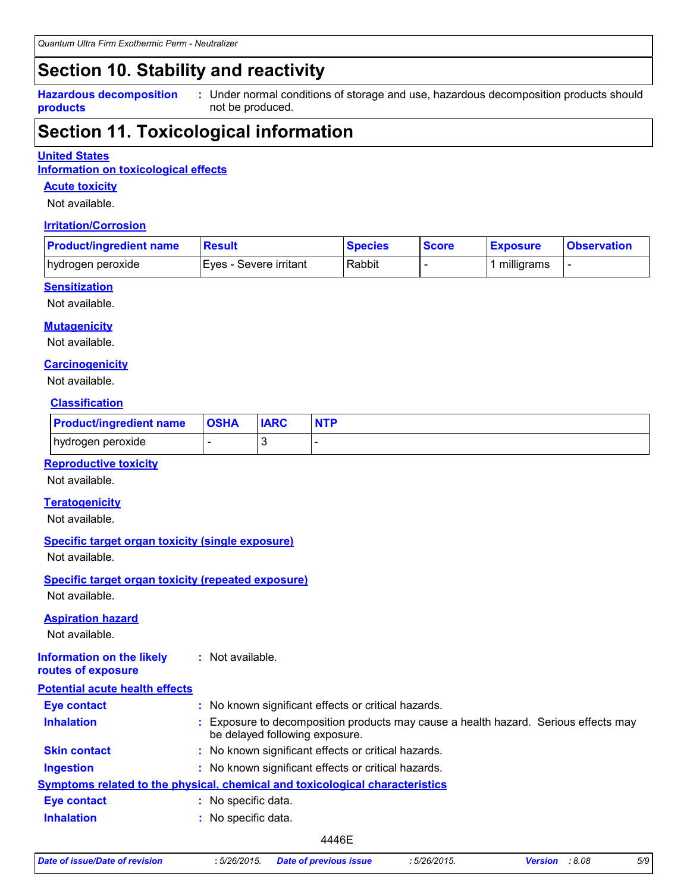# Section 10. Stability and reactivity

**Hazardous decomposition products** : Under normal conditions of storage and use, hazardous decomposition products should not be produced.

# Section 11. Toxicological information

**United States**

**Information on toxicological effects**

### Acute toxicity

Not available.

### Irritation/Corrosion

| Product/ingredient name | Result | Species | Score | Exposure | Observation |
|---|---|---|---|---|---|
| hydrogen peroxide | Eyes - Severe irritant | Rabbit | - | 1 milligrams | - |

### Sensitization

Not available.

### Mutagenicity

Not available.

### Carcinogenicity

Not available.

#### Classification

| Product/ingredient name | OSHA | IARC | NTP |
|---|---|---|---|
| hydrogen peroxide | - | 3 | - |

### Reproductive toxicity

Not available.

### Teratogenicity

Not available.

### Specific target organ toxicity (single exposure)

Not available.

### Specific target organ toxicity (repeated exposure)

Not available.

### Aspiration hazard

Not available.

**Information on the likely routes of exposure** : Not available.

**Potential acute health effects**

- **Eye contact** : No known significant effects or critical hazards.
- **Inhalation** : Exposure to decomposition products may cause a health hazard. Serious effects may be delayed following exposure.
- **Skin contact** : No known significant effects or critical hazards.
- **Ingestion** : No known significant effects or critical hazards.

**Symptoms related to the physical, chemical and toxicological characteristics**

- **Eye contact** : No specific data.
- **Inhalation** : No specific data.

4446E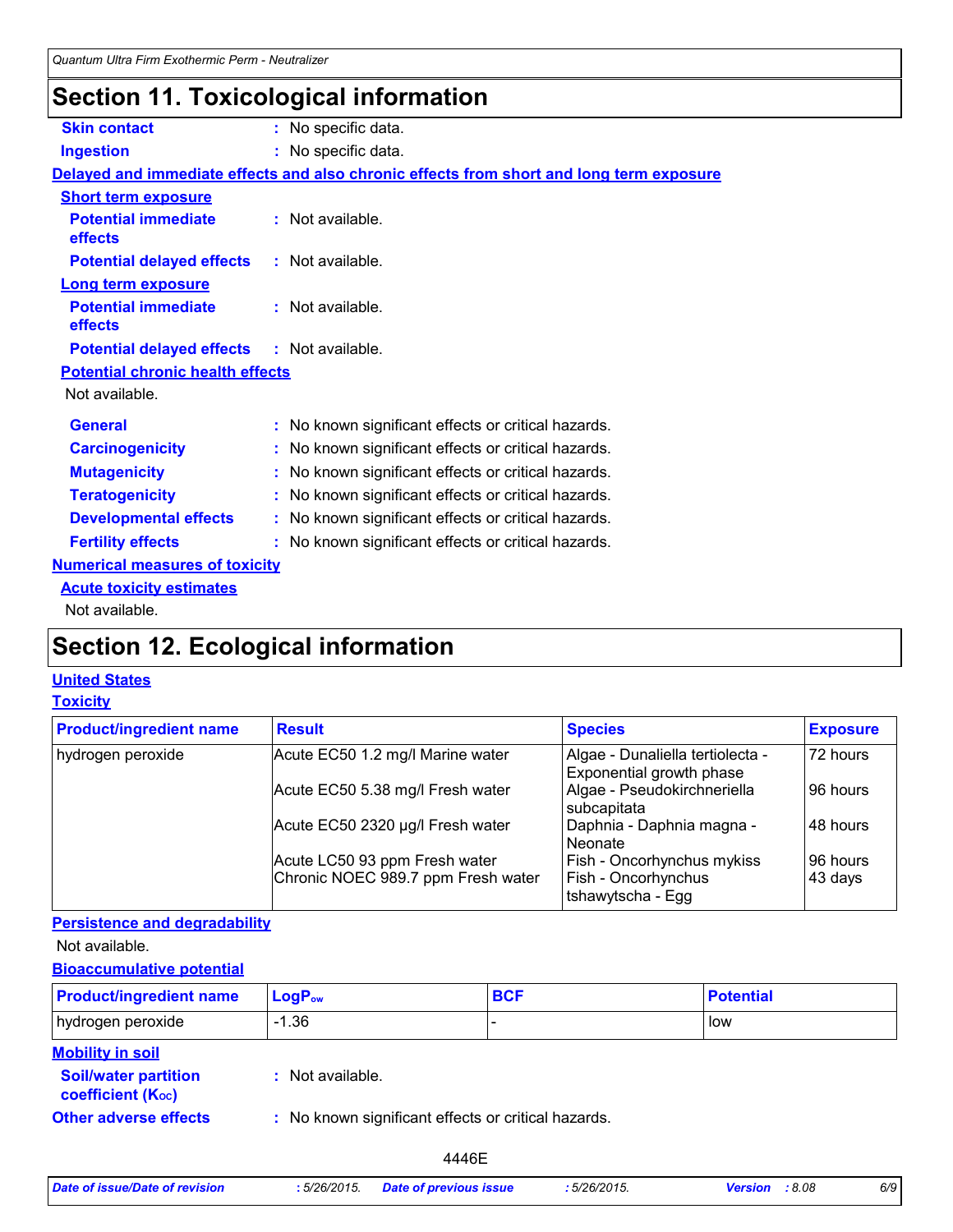# Section 11. Toxicological information

**Skin contact** : No specific data.

**Ingestion** : No specific data.

**Delayed and immediate effects and also chronic effects from short and long term exposure**

**Short term exposure**

**Potential immediate effects** : Not available.

**Potential delayed effects** : Not available.

**Long term exposure**

**Potential immediate effects** : Not available.

**Potential delayed effects** : Not available.

**Potential chronic health effects**

Not available.

**General** : No known significant effects or critical hazards.

**Carcinogenicity** : No known significant effects or critical hazards.

**Mutagenicity** : No known significant effects or critical hazards.

**Teratogenicity** : No known significant effects or critical hazards.

**Developmental effects** : No known significant effects or critical hazards.

**Fertility effects** : No known significant effects or critical hazards.

**Numerical measures of toxicity**

**Acute toxicity estimates**

Not available.

# Section 12. Ecological information

**United States**

**Toxicity**

| Product/ingredient name | Result | Species | Exposure |
|---|---|---|---|
| hydrogen peroxide | Acute EC50 1.2 mg/l Marine water | Algae - Dunaliella tertiolecta - Exponential growth phase | 72 hours |
| | Acute EC50 5.38 mg/l Fresh water | Algae - Pseudokirchneriella subcapitata | 96 hours |
| | Acute EC50 2320 µg/l Fresh water | Daphnia - Daphnia magna - Neonate | 48 hours |
| | Acute LC50 93 ppm Fresh water | Fish - Oncorhynchus mykiss | 96 hours |
| | Chronic NOEC 989.7 ppm Fresh water | Fish - Oncorhynchus tshawytscha - Egg | 43 days |

**Persistence and degradability**

Not available.

**Bioaccumulative potential**

| Product/ingredient name | $LogP_{ow}$ | BCF | Potential |
|---|---|---|---|
| hydrogen peroxide | -1.36 | - | low |

**Mobility in soil**

**Soil/water partition coefficient ($K_{OC}$)** : Not available.

**Other adverse effects** : No known significant effects or critical hazards.

4446E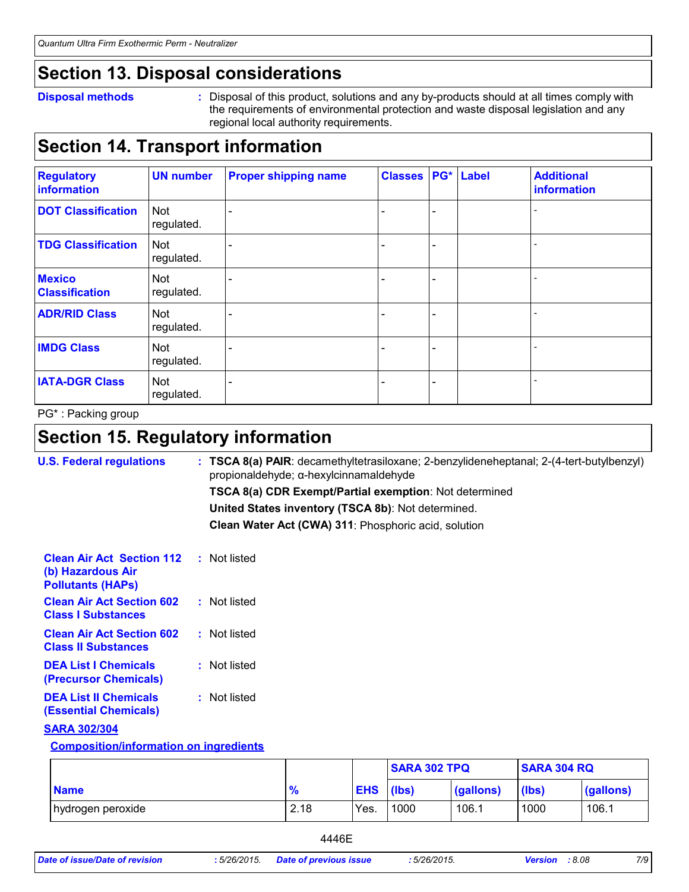## Section 13. Disposal considerations

**Disposal methods** : Disposal of this product, solutions and any by-products should at all times comply with the requirements of environmental protection and waste disposal legislation and any regional local authority requirements.

## Section 14. Transport information

| Regulatory information | UN number | Proper shipping name | Classes | PG* | Label | Additional information |
|---|---|---|---|---|---|---|
| DOT Classification | Not regulated. | - | - | - | | - |
| TDG Classification | Not regulated. | - | - | - | | - |
| Mexico Classification | Not regulated. | - | - | - | | - |
| ADR/RID Class | Not regulated. | - | - | - | | - |
| IMDG Class | Not regulated. | - | - | - | | - |
| IATA-DGR Class | Not regulated. | - | - | - | | - |

PG* : Packing group

## Section 15. Regulatory information

**U.S. Federal regulations** : **TSCA 8(a) PAIR**: decamethyltetrasiloxane; 2-benzylideneheptanal; 2-(4-tert-butylbenzyl) propionaldehyde; α-hexylcinnamaldehyde

**TSCA 8(a) CDR Exempt/Partial exemption**: Not determined

**United States inventory (TSCA 8b)**: Not determined.

**Clean Water Act (CWA) 311**: Phosphoric acid, solution

**Clean Air Act Section 112 (b) Hazardous Air Pollutants (HAPs)** : Not listed

**Clean Air Act Section 602 Class I Substances** : Not listed

**Clean Air Act Section 602 Class II Substances** : Not listed

**DEA List I Chemicals (Precursor Chemicals)** : Not listed

**DEA List II Chemicals (Essential Chemicals)** : Not listed

**SARA 302/304**

**Composition/information on ingredients**

| | | | SARA 302 TPQ | | SARA 304 RQ | |
|---|---|---|---|---|---|---|
| **Name** | **%** | **EHS** | **(lbs)** | **(gallons)** | **(lbs)** | **(gallons)** |
| hydrogen peroxide | 2.18 | Yes. | 1000 | 106.1 | 1000 | 106.1 |

4446E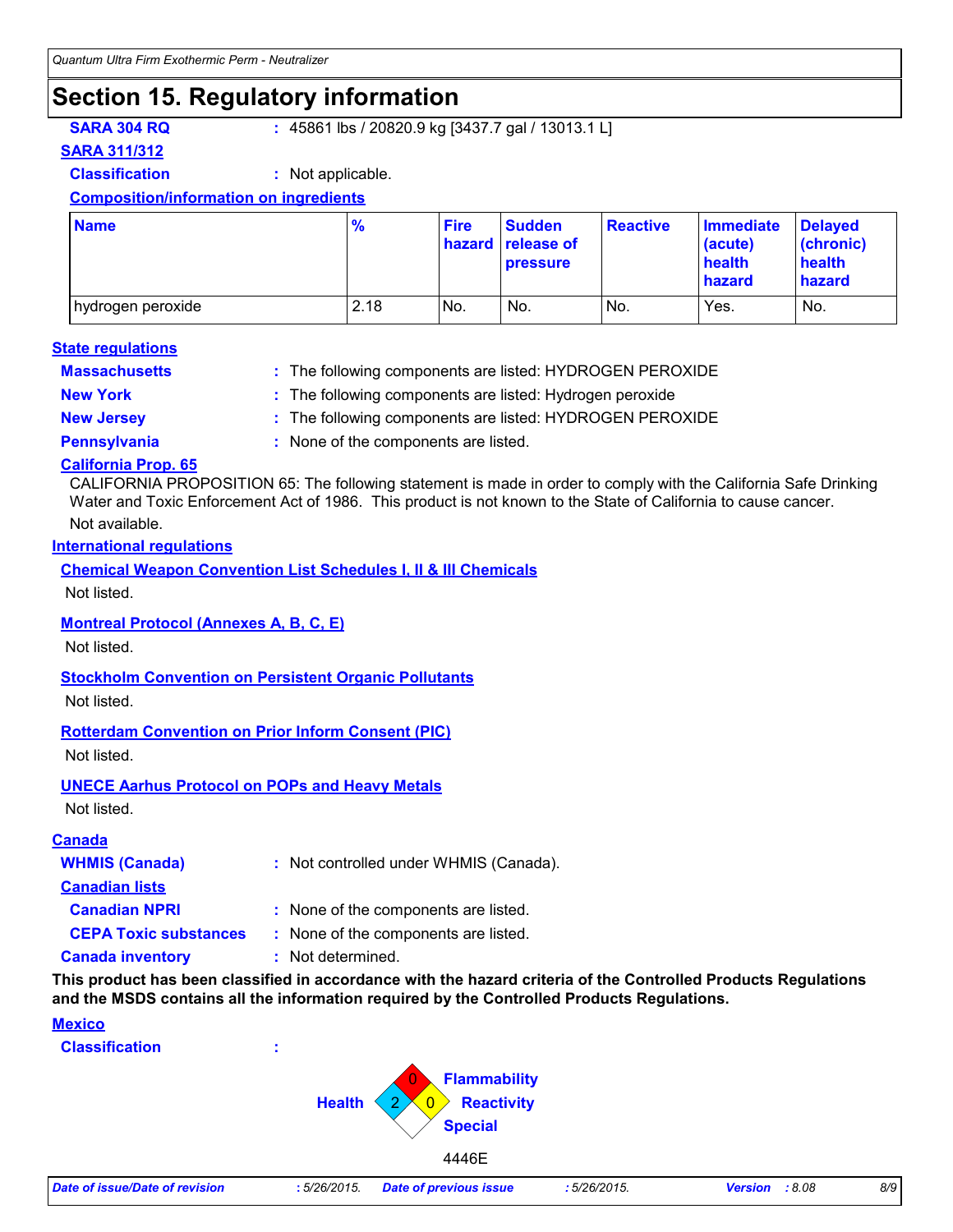## Section 15. Regulatory information

**SARA 304 RQ** : 45861 lbs / 20820.9 kg [3437.7 gal / 13013.1 L]

**SARA 311/312**

**Classification** : Not applicable.

**Composition/information on ingredients**

| Name | % | Fire hazard | Sudden release of pressure | Reactive | Immediate (acute) health hazard | Delayed (chronic) health hazard |
|---|---|---|---|---|---|---|
| hydrogen peroxide | 2.18 | No. | No. | No. | Yes. | No. |

**State regulations**

**Massachusetts** : The following components are listed: HYDROGEN PEROXIDE

**New York** : The following components are listed: Hydrogen peroxide

**New Jersey** : The following components are listed: HYDROGEN PEROXIDE

**Pennsylvania** : None of the components are listed.

**California Prop. 65**

CALIFORNIA PROPOSITION 65: The following statement is made in order to comply with the California Safe Drinking Water and Toxic Enforcement Act of 1986. This product is not known to the State of California to cause cancer.

Not available.

**International regulations**

**Chemical Weapon Convention List Schedules I, II & III Chemicals**

Not listed.

**Montreal Protocol (Annexes A, B, C, E)**

Not listed.

**Stockholm Convention on Persistent Organic Pollutants**

Not listed.

**Rotterdam Convention on Prior Inform Consent (PIC)**

Not listed.

**UNECE Aarhus Protocol on POPs and Heavy Metals**

Not listed.

**Canada**

**WHMIS (Canada)** : Not controlled under WHMIS (Canada).

**Canadian lists**

**Canadian NPRI** : None of the components are listed.

**CEPA Toxic substances** : None of the components are listed.

**Canada inventory** : Not determined.

**This product has been classified in accordance with the hazard criteria of the Controlled Products Regulations and the MSDS contains all the information required by the Controlled Products Regulations.**

**Mexico**

**Classification** :

Flammability: 0
Health: 2
Reactivity: 0
Special

4446E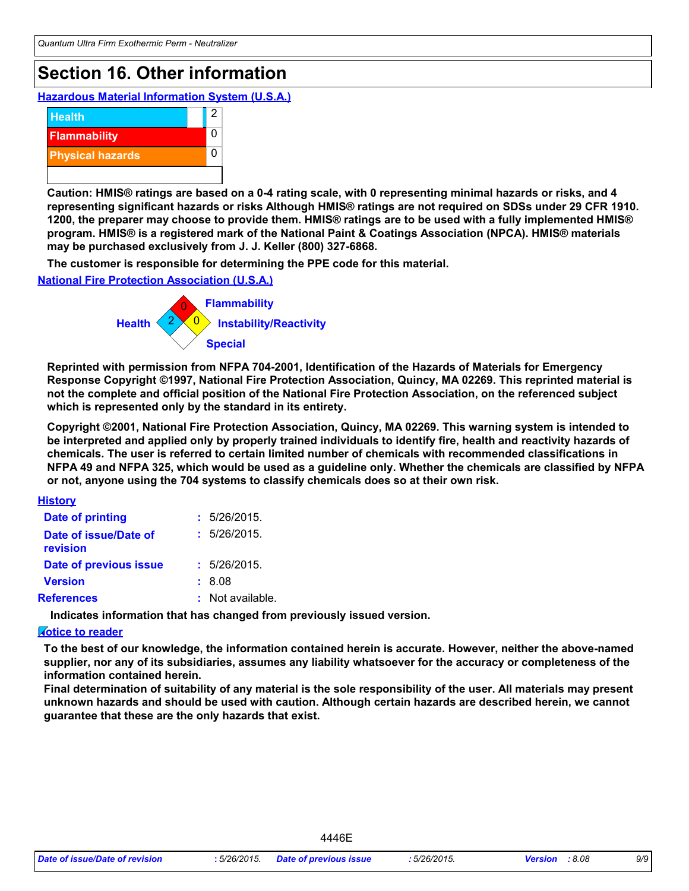# Section 16. Other information

**Hazardous Material Information System (U.S.A.)**

| | |
|---|---|
| Health | 2 |
| Flammability | 0 |
| Physical hazards | 0 |

**Caution: HMIS® ratings are based on a 0-4 rating scale, with 0 representing minimal hazards or risks, and 4 representing significant hazards or risks Although HMIS® ratings are not required on SDSs under 29 CFR 1910. 1200, the preparer may choose to provide them. HMIS® ratings are to be used with a fully implemented HMIS® program. HMIS® is a registered mark of the National Paint & Coatings Association (NPCA). HMIS® materials may be purchased exclusively from J. J. Keller (800) 327-6868.**

**The customer is responsible for determining the PPE code for this material.**

**National Fire Protection Association (U.S.A.)**

Flammability: 0
Health: 2
Instability/Reactivity: 0
Special

**Reprinted with permission from NFPA 704-2001, Identification of the Hazards of Materials for Emergency Response Copyright ©1997, National Fire Protection Association, Quincy, MA 02269. This reprinted material is not the complete and official position of the National Fire Protection Association, on the referenced subject which is represented only by the standard in its entirety.**

**Copyright ©2001, National Fire Protection Association, Quincy, MA 02269. This warning system is intended to be interpreted and applied only by properly trained individuals to identify fire, health and reactivity hazards of chemicals. The user is referred to certain limited number of chemicals with recommended classifications in NFPA 49 and NFPA 325, which would be used as a guideline only. Whether the chemicals are classified by NFPA or not, anyone using the 704 systems to classify chemicals does so at their own risk.**

**History**

| | |
|---|---|
| Date of printing | : 5/26/2015. |
| Date of issue/Date of revision | : 5/26/2015. |
| Date of previous issue | : 5/26/2015. |
| Version | : 8.08 |

**References** : Not available.

**Indicates information that has changed from previously issued version.**

**Notice to reader**

**To the best of our knowledge, the information contained herein is accurate. However, neither the above-named supplier, nor any of its subsidiaries, assumes any liability whatsoever for the accuracy or completeness of the information contained herein.**
**Final determination of suitability of any material is the sole responsibility of the user. All materials may present unknown hazards and should be used with caution. Although certain hazards are described herein, we cannot guarantee that these are the only hazards that exist.**

4446E